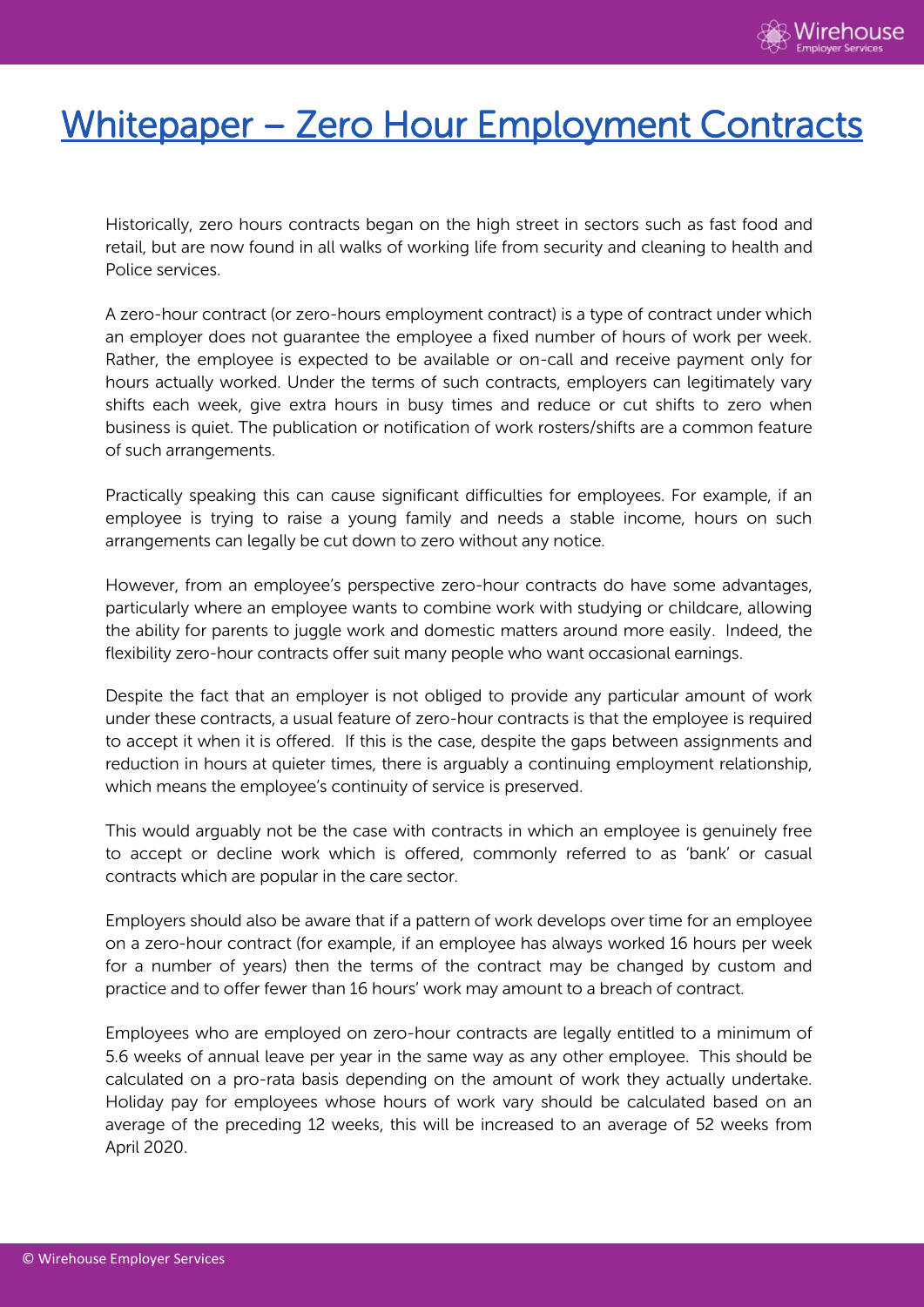# Whitepaper – Zero Hour Employment Contracts

Historically, zero hours contracts began on the high street in sectors such as fast food and retail, but are now found in all walks of working life from security and cleaning to health and Police services.

A zero-hour contract (or zero-hours employment contract) is a type of contract under which an employer does not guarantee the employee a fixed number of hours of work per week. Rather, the employee is expected to be available or on-call and receive payment only for hours actually worked. Under the terms of such contracts, employers can legitimately vary shifts each week, give extra hours in busy times and reduce or cut shifts to zero when business is quiet. The publication or notification of work rosters/shifts are a common feature of such arrangements.

Practically speaking this can cause significant difficulties for employees. For example, if an employee is trying to raise a young family and needs a stable income, hours on such arrangements can legally be cut down to zero without any notice.

However, from an employee's perspective zero-hour contracts do have some advantages, particularly where an employee wants to combine work with studying or childcare, allowing the ability for parents to juggle work and domestic matters around more easily. Indeed, the flexibility zero-hour contracts offer suit many people who want occasional earnings.

Despite the fact that an employer is not obliged to provide any particular amount of work under these contracts, a usual feature of zero-hour contracts is that the employee is required to accept it when it is offered. If this is the case, despite the gaps between assignments and reduction in hours at quieter times, there is arguably a continuing employment relationship, which means the employee's continuity of service is preserved.

This would arguably not be the case with contracts in which an employee is genuinely free to accept or decline work which is offered, commonly referred to as 'bank' or casual contracts which are popular in the care sector.

Employers should also be aware that if a pattern of work develops over time for an employee on a zero-hour contract (for example, if an employee has always worked 16 hours per week for a number of years) then the terms of the contract may be changed by custom and practice and to offer fewer than 16 hours' work may amount to a breach of contract.

Employees who are employed on zero-hour contracts are legally entitled to a minimum of 5.6 weeks of annual leave per year in the same way as any other employee. This should be calculated on a pro-rata basis depending on the amount of work they actually undertake. Holiday pay for employees whose hours of work vary should be calculated based on an average of the preceding 12 weeks, this will be increased to an average of 52 weeks from April 2020.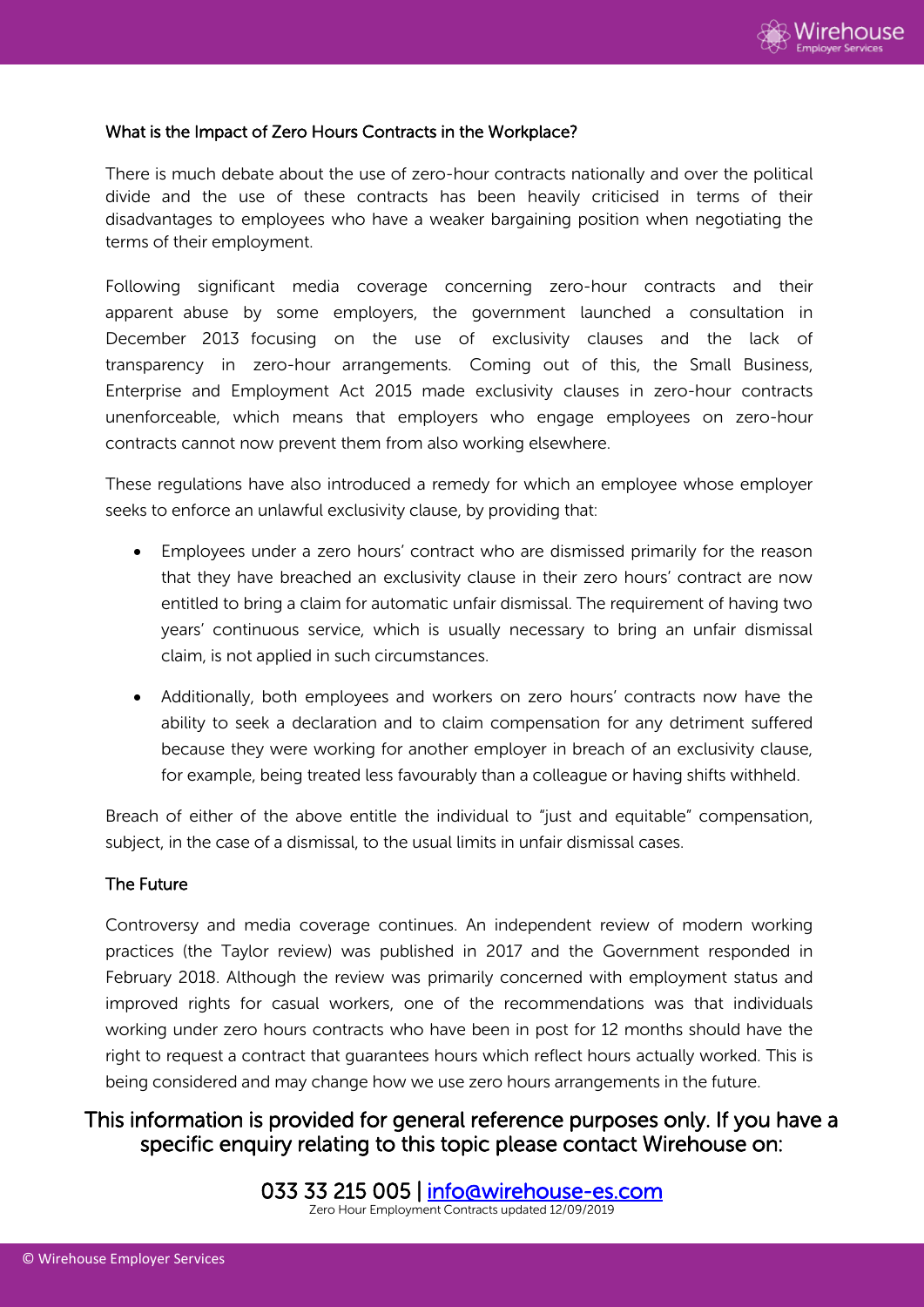### What is the Impact of Zero Hours Contracts in the Workplace?

There is much debate about the use of zero-hour contracts nationally and over the political divide and the use of these contracts has been heavily criticised in terms of their disadvantages to employees who have a weaker bargaining position when negotiating the terms of their employment.

Following significant media coverage concerning zero-hour contracts and their apparent abuse by some employers, the government launched a consultation in December 2013 focusing on the use of exclusivity clauses and the lack of transparency in zero-hour arrangements. Coming out of this, the Small Business, Enterprise and Employment Act 2015 made exclusivity clauses in zero-hour contracts unenforceable, which means that employers who engage employees on zero-hour contracts cannot now prevent them from also working elsewhere.

These regulations have also introduced a remedy for which an employee whose employer seeks to enforce an unlawful exclusivity clause, by providing that:

- Employees under a zero hours' contract who are dismissed primarily for the reason that they have breached an exclusivity clause in their zero hours' contract are now entitled to bring a claim for automatic unfair dismissal. The requirement of having two years' continuous service, which is usually necessary to bring an unfair dismissal claim, is not applied in such circumstances.
- Additionally, both employees and workers on zero hours' contracts now have the ability to seek a declaration and to claim compensation for any detriment suffered because they were working for another employer in breach of an exclusivity clause, for example, being treated less favourably than a colleague or having shifts withheld.

Breach of either of the above entitle the individual to "just and equitable" compensation, subject, in the case of a dismissal, to the usual limits in unfair dismissal cases.

### The Future

Controversy and media coverage continues. An independent review of modern working practices (the Taylor review) was published in 2017 and the Government responded in February 2018. Although the review was primarily concerned with employment status and improved rights for casual workers, one of the recommendations was that individuals working under zero hours contracts who have been in post for 12 months should have the right to request a contract that guarantees hours which reflect hours actually worked. This is being considered and may change how we use zero hours arrangements in the future.

This information is provided for general reference purposes only. If you have a specific enquiry relating to this topic please contact Wirehouse on:

033 33 215 005 | info@wirehouse-es.com

Zero Hour Employment Contracts updated 12/09/2019